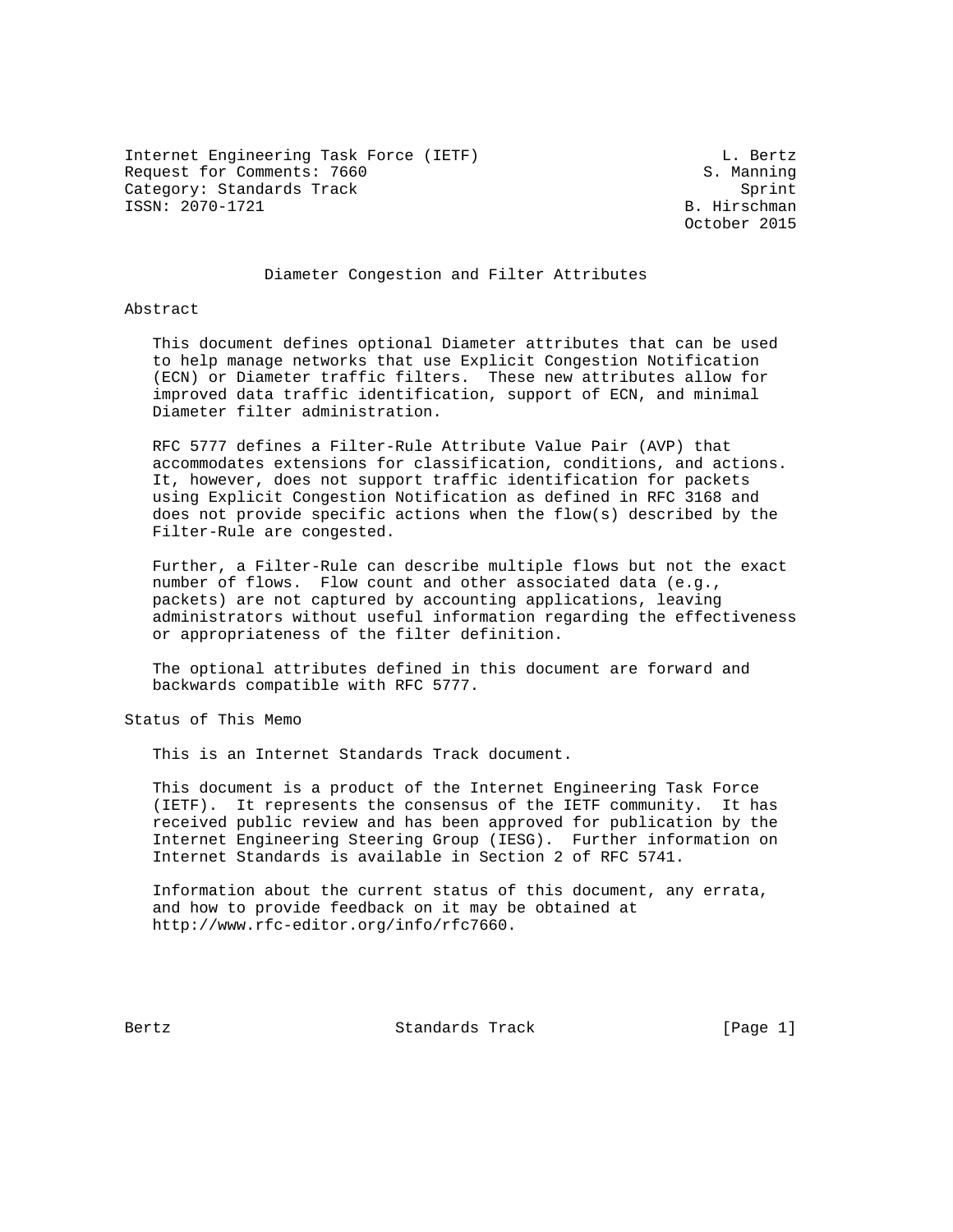Internet Engineering Task Force (IETF) L. Bertz
Request for Comments: 7660 S. Manning
Category: Standards Track Sprint
ISSN: 2070-1721 B. Hirschman
October 2015

# Diameter Congestion and Filter Attributes

## Abstract

This document defines optional Diameter attributes that can be used to help manage networks that use Explicit Congestion Notification (ECN) or Diameter traffic filters. These new attributes allow for improved data traffic identification, support of ECN, and minimal Diameter filter administration.

RFC 5777 defines a Filter-Rule Attribute Value Pair (AVP) that accommodates extensions for classification, conditions, and actions. It, however, does not support traffic identification for packets using Explicit Congestion Notification as defined in RFC 3168 and does not provide specific actions when the flow(s) described by the Filter-Rule are congested.

Further, a Filter-Rule can describe multiple flows but not the exact number of flows. Flow count and other associated data (e.g., packets) are not captured by accounting applications, leaving administrators without useful information regarding the effectiveness or appropriateness of the filter definition.

The optional attributes defined in this document are forward and backwards compatible with RFC 5777.

## Status of This Memo

This is an Internet Standards Track document.

This document is a product of the Internet Engineering Task Force (IETF). It represents the consensus of the IETF community. It has received public review and has been approved for publication by the Internet Engineering Steering Group (IESG). Further information on Internet Standards is available in Section 2 of RFC 5741.

Information about the current status of this document, any errata, and how to provide feedback on it may be obtained at http://www.rfc-editor.org/info/rfc7660.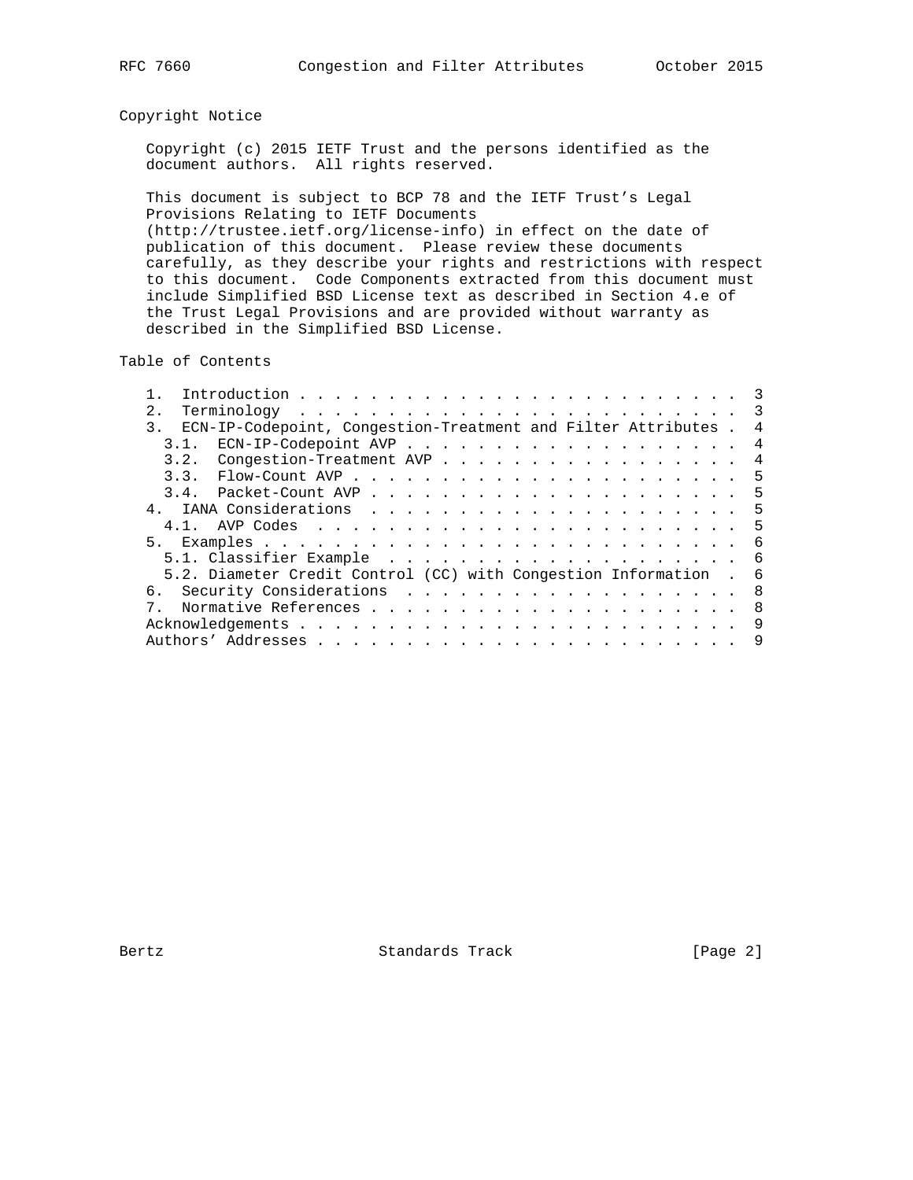## Copyright Notice

Copyright (c) 2015 IETF Trust and the persons identified as the document authors. All rights reserved.

This document is subject to BCP 78 and the IETF Trust's Legal Provisions Relating to IETF Documents (http://trustee.ietf.org/license-info) in effect on the date of publication of this document. Please review these documents carefully, as they describe your rights and restrictions with respect to this document. Code Components extracted from this document must include Simplified BSD License text as described in Section 4.e of the Trust Legal Provisions and are provided without warranty as described in the Simplified BSD License.

## Table of Contents

```
   1.  Introduction . . . . . . . . . . . . . . . . . . . . . . . .   3
   2.  Terminology  . . . . . . . . . . . . . . . . . . . . . . . .   3
   3.  ECN-IP-Codepoint, Congestion-Treatment and Filter Attributes .   4
     3.1.  ECN-IP-Codepoint AVP . . . . . . . . . . . . . . . . . .   4
     3.2.  Congestion-Treatment AVP . . . . . . . . . . . . . . . .   4
     3.3.  Flow-Count AVP . . . . . . . . . . . . . . . . . . . . .   5
     3.4.  Packet-Count AVP . . . . . . . . . . . . . . . . . . . .   5
   4.  IANA Considerations  . . . . . . . . . . . . . . . . . . . .   5
     4.1.  AVP Codes  . . . . . . . . . . . . . . . . . . . . . . .   5
   5.  Examples . . . . . . . . . . . . . . . . . . . . . . . . . .   6
     5.1. Classifier Example  . . . . . . . . . . . . . . . . . . .   6
     5.2. Diameter Credit Control (CC) with Congestion Information  .   6
   6.  Security Considerations  . . . . . . . . . . . . . . . . . .   8
   7.  Normative References . . . . . . . . . . . . . . . . . . . .   8
   Acknowledgements . . . . . . . . . . . . . . . . . . . . . . . .   9
   Authors' Addresses . . . . . . . . . . . . . . . . . . . . . . .   9
```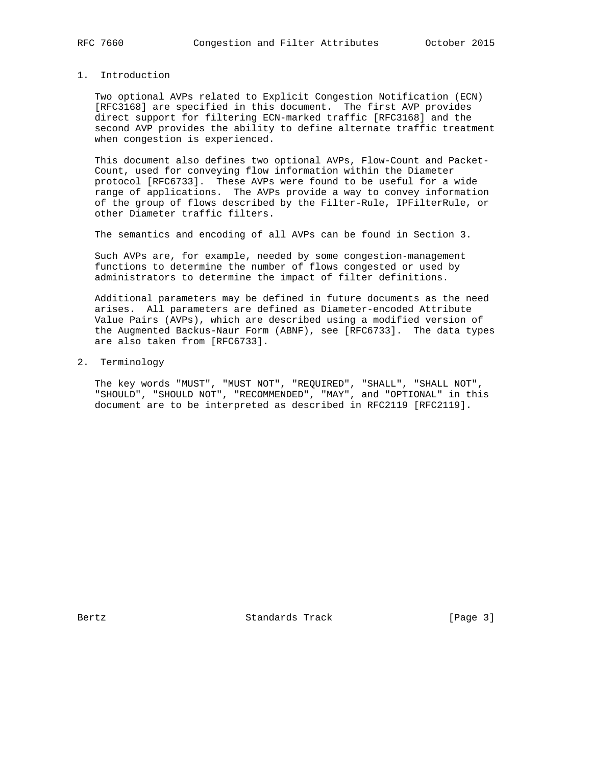## 1. Introduction

Two optional AVPs related to Explicit Congestion Notification (ECN) [RFC3168] are specified in this document. The first AVP provides direct support for filtering ECN-marked traffic [RFC3168] and the second AVP provides the ability to define alternate traffic treatment when congestion is experienced.

This document also defines two optional AVPs, Flow-Count and Packet-Count, used for conveying flow information within the Diameter protocol [RFC6733]. These AVPs were found to be useful for a wide range of applications. The AVPs provide a way to convey information of the group of flows described by the Filter-Rule, IPFilterRule, or other Diameter traffic filters.

The semantics and encoding of all AVPs can be found in Section 3.

Such AVPs are, for example, needed by some congestion-management functions to determine the number of flows congested or used by administrators to determine the impact of filter definitions.

Additional parameters may be defined in future documents as the need arises. All parameters are defined as Diameter-encoded Attribute Value Pairs (AVPs), which are described using a modified version of the Augmented Backus-Naur Form (ABNF), see [RFC6733]. The data types are also taken from [RFC6733].

## 2. Terminology

The key words "MUST", "MUST NOT", "REQUIRED", "SHALL", "SHALL NOT", "SHOULD", "SHOULD NOT", "RECOMMENDED", "MAY", and "OPTIONAL" in this document are to be interpreted as described in RFC2119 [RFC2119].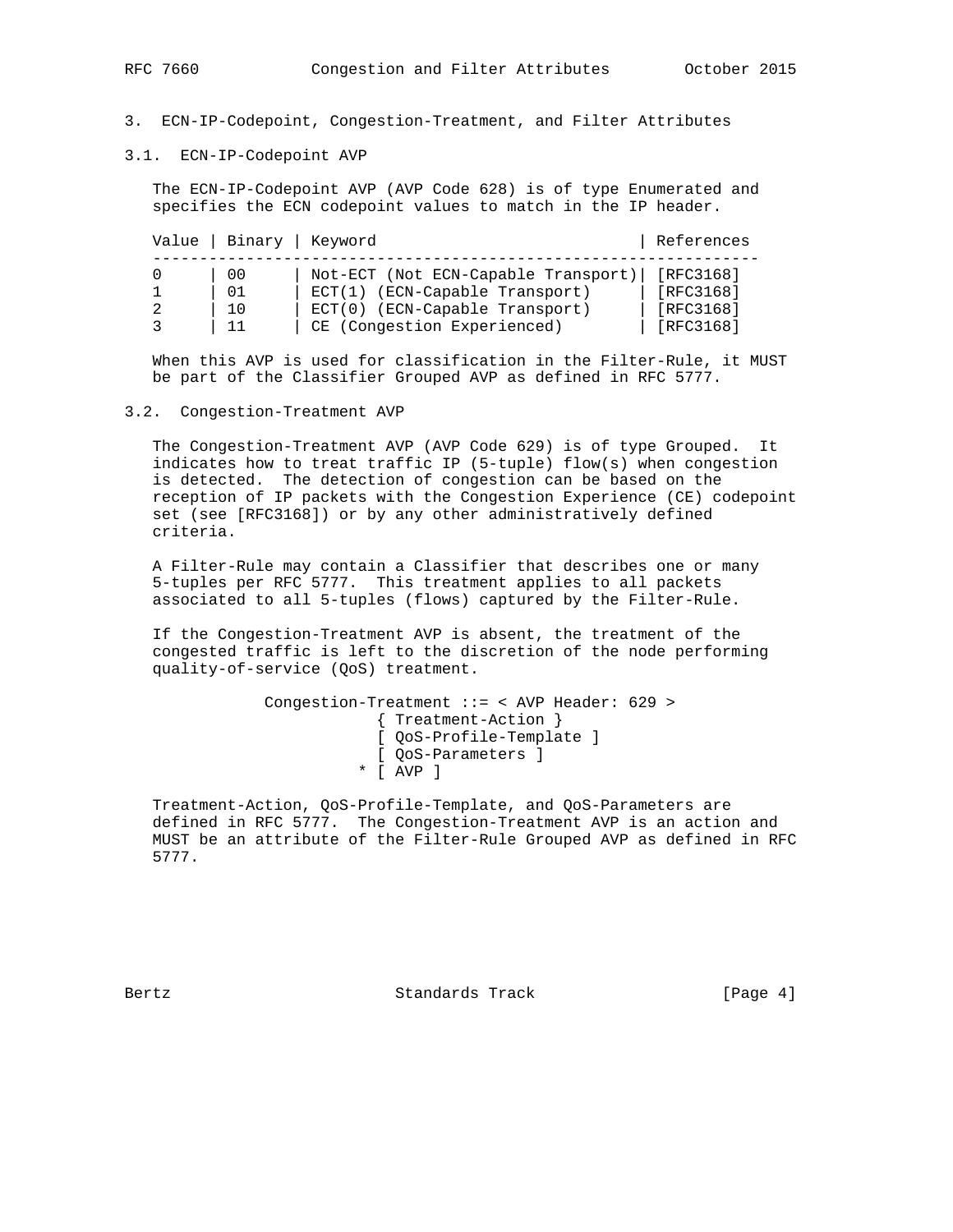## 3. ECN-IP-Codepoint, Congestion-Treatment, and Filter Attributes

### 3.1. ECN-IP-Codepoint AVP

The ECN-IP-Codepoint AVP (AVP Code 628) is of type Enumerated and specifies the ECN codepoint values to match in the IP header.

| Value | Binary | Keyword | References |
|---|---|---|---|
| 0 | 00 | Not-ECT (Not ECN-Capable Transport) | [RFC3168] |
| 1 | 01 | ECT(1) (ECN-Capable Transport) | [RFC3168] |
| 2 | 10 | ECT(0) (ECN-Capable Transport) | [RFC3168] |
| 3 | 11 | CE (Congestion Experienced) | [RFC3168] |

When this AVP is used for classification in the Filter-Rule, it MUST be part of the Classifier Grouped AVP as defined in RFC 5777.

### 3.2. Congestion-Treatment AVP

The Congestion-Treatment AVP (AVP Code 629) is of type Grouped. It indicates how to treat traffic IP (5-tuple) flow(s) when congestion is detected. The detection of congestion can be based on the reception of IP packets with the Congestion Experience (CE) codepoint set (see [RFC3168]) or by any other administratively defined criteria.

A Filter-Rule may contain a Classifier that describes one or many 5-tuples per RFC 5777. This treatment applies to all packets associated to all 5-tuples (flows) captured by the Filter-Rule.

If the Congestion-Treatment AVP is absent, the treatment of the congested traffic is left to the discretion of the node performing quality-of-service (QoS) treatment.

```
Congestion-Treatment ::= < AVP Header: 629 >
                 { Treatment-Action }
                 [ QoS-Profile-Template ]
                 [ QoS-Parameters ]
               * [ AVP ]
```

Treatment-Action, QoS-Profile-Template, and QoS-Parameters are defined in RFC 5777. The Congestion-Treatment AVP is an action and MUST be an attribute of the Filter-Rule Grouped AVP as defined in RFC 5777.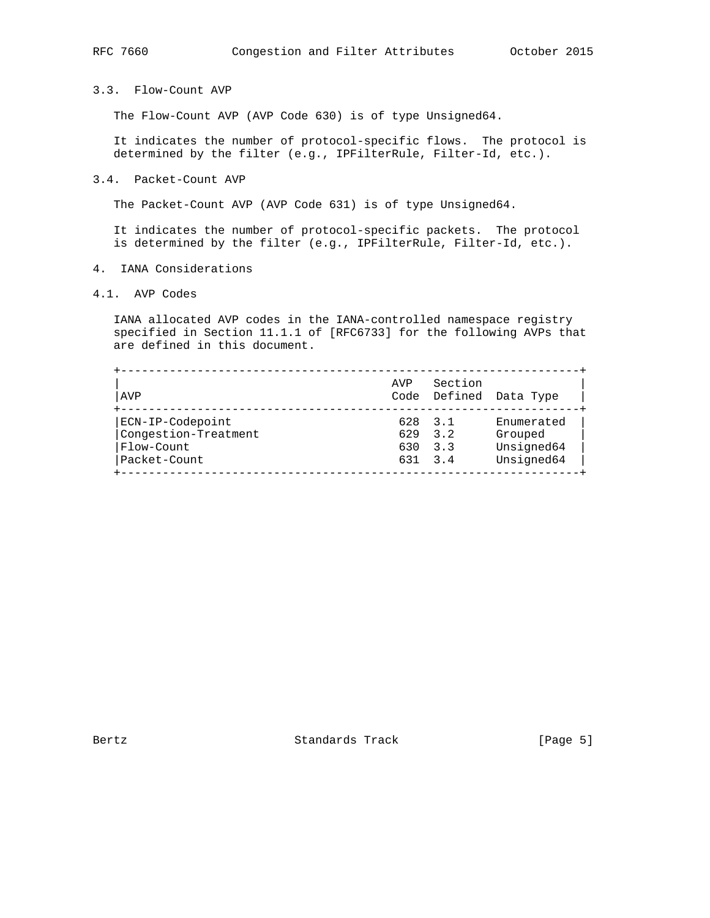### 3.3. Flow-Count AVP

The Flow-Count AVP (AVP Code 630) is of type Unsigned64.

It indicates the number of protocol-specific flows. The protocol is determined by the filter (e.g., IPFilterRule, Filter-Id, etc.).

### 3.4. Packet-Count AVP

The Packet-Count AVP (AVP Code 631) is of type Unsigned64.

It indicates the number of protocol-specific packets. The protocol is determined by the filter (e.g., IPFilterRule, Filter-Id, etc.).

## 4. IANA Considerations

### 4.1. AVP Codes

IANA allocated AVP codes in the IANA-controlled namespace registry specified in Section 11.1.1 of [RFC6733] for the following AVPs that are defined in this document.

| AVP | AVP Code | Section Defined | Data Type |
|---|---|---|---|
| ECN-IP-Codepoint | 628 | 3.1 | Enumerated |
| Congestion-Treatment | 629 | 3.2 | Grouped |
| Flow-Count | 630 | 3.3 | Unsigned64 |
| Packet-Count | 631 | 3.4 | Unsigned64 |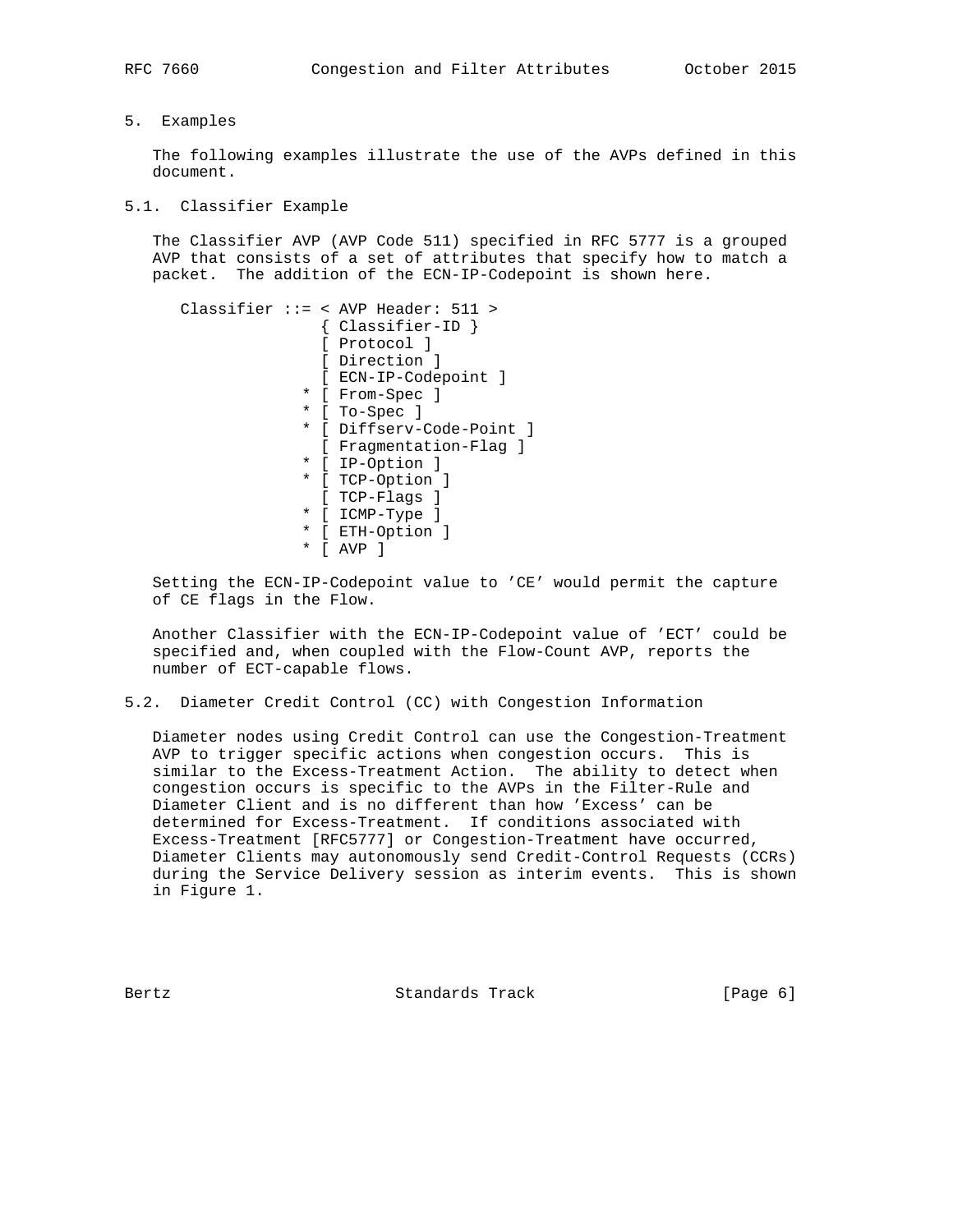## 5. Examples

The following examples illustrate the use of the AVPs defined in this document.

### 5.1. Classifier Example

The Classifier AVP (AVP Code 511) specified in RFC 5777 is a grouped AVP that consists of a set of attributes that specify how to match a packet. The addition of the ECN-IP-Codepoint is shown here.

```
Classifier ::= < AVP Header: 511 >
                 { Classifier-ID }
                 [ Protocol ]
                 [ Direction ]
                 [ ECN-IP-Codepoint ]
               * [ From-Spec ]
               * [ To-Spec ]
               * [ Diffserv-Code-Point ]
                 [ Fragmentation-Flag ]
               * [ IP-Option ]
               * [ TCP-Option ]
                 [ TCP-Flags ]
               * [ ICMP-Type ]
               * [ ETH-Option ]
               * [ AVP ]
```

Setting the ECN-IP-Codepoint value to 'CE' would permit the capture of CE flags in the Flow.

Another Classifier with the ECN-IP-Codepoint value of 'ECT' could be specified and, when coupled with the Flow-Count AVP, reports the number of ECT-capable flows.

### 5.2. Diameter Credit Control (CC) with Congestion Information

Diameter nodes using Credit Control can use the Congestion-Treatment AVP to trigger specific actions when congestion occurs. This is similar to the Excess-Treatment Action. The ability to detect when congestion occurs is specific to the AVPs in the Filter-Rule and Diameter Client and is no different than how 'Excess' can be determined for Excess-Treatment. If conditions associated with Excess-Treatment [RFC5777] or Congestion-Treatment have occurred, Diameter Clients may autonomously send Credit-Control Requests (CCRs) during the Service Delivery session as interim events. This is shown in Figure 1.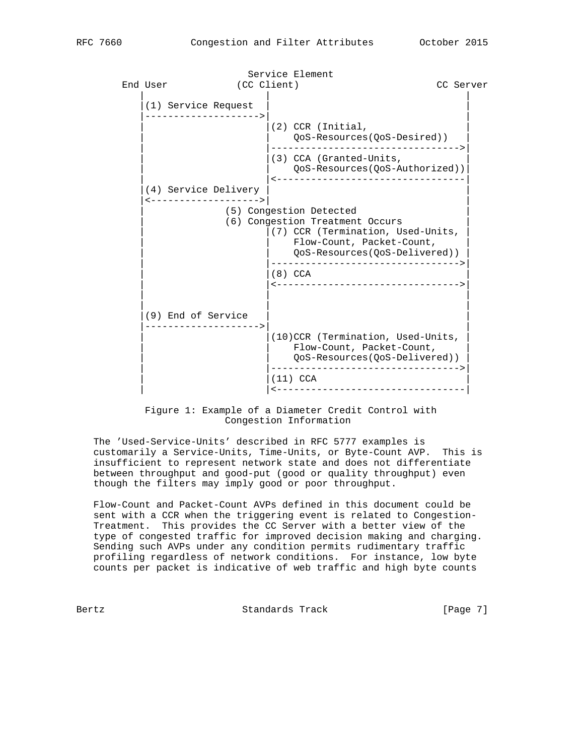```
                            Service Element
      End User            (CC Client)                      CC Server
         |                      |                                |
         |(1) Service Request   |                                |
         |--------------------->|                                |
         |                      |(2) CCR (Initial,               |
         |                      |    QoS-Resources(QoS-Desired)) |
         |                      |------------------------------->|
         |                      |(3) CCA (Granted-Units,         |
         |                      |    QoS-Resources(QoS-Authorized))|
         |                      |<-------------------------------|
         |(4) Service Delivery  |                                |
         |<-------------------->|                                |
         |              (5) Congestion Detected                  |
         |              (6) Congestion Treatment Occurs          |
         |                      |(7) CCR (Termination, Used-Units, |
         |                      |    Flow-Count, Packet-Count,   |
         |                      |    QoS-Resources(QoS-Delivered)) |
         |                      |------------------------------->|
         |                      |(8) CCA                         |
         |                      |<------------------------------>|
         |                      |                                |
         |                      |                                |
         |(9) End of Service    |                                |
         |--------------------->|                                |
         |                      |(10)CCR (Termination, Used-Units, |
         |                      |    Flow-Count, Packet-Count,   |
         |                      |    QoS-Resources(QoS-Delivered)) |
         |                      |------------------------------->|
         |                      |(11) CCA                        |
         |                      |<-------------------------------|
```

Figure 1: Example of a Diameter Credit Control with Congestion Information

The 'Used-Service-Units' described in RFC 5777 examples is customarily a Service-Units, Time-Units, or Byte-Count AVP. This is insufficient to represent network state and does not differentiate between throughput and good-put (good or quality throughput) even though the filters may imply good or poor throughput.

Flow-Count and Packet-Count AVPs defined in this document could be sent with a CCR when the triggering event is related to Congestion-Treatment. This provides the CC Server with a better view of the type of congested traffic for improved decision making and charging. Sending such AVPs under any condition permits rudimentary traffic profiling regardless of network conditions. For instance, low byte counts per packet is indicative of web traffic and high byte counts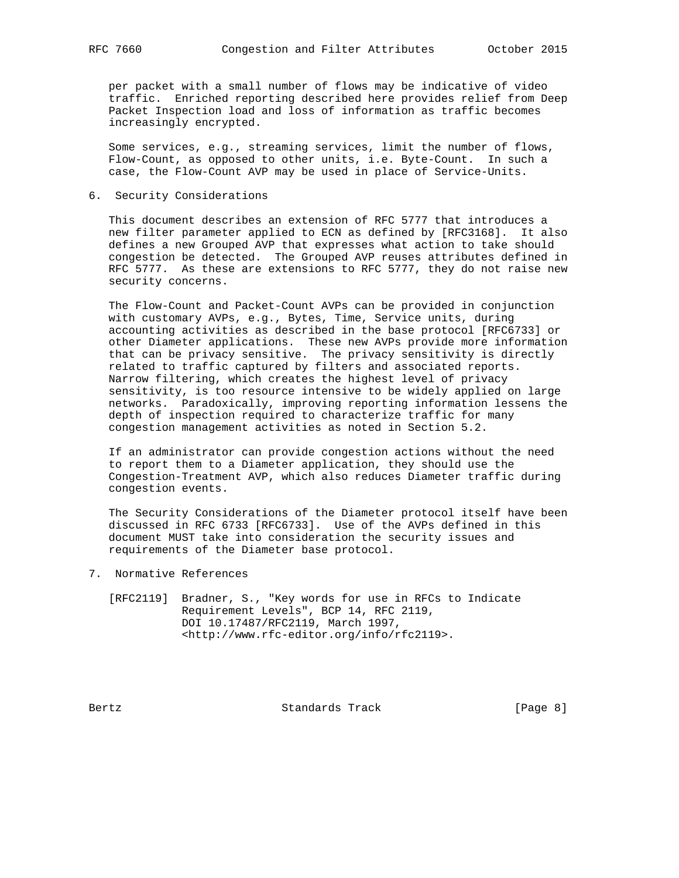per packet with a small number of flows may be indicative of video traffic. Enriched reporting described here provides relief from Deep Packet Inspection load and loss of information as traffic becomes increasingly encrypted.

Some services, e.g., streaming services, limit the number of flows, Flow-Count, as opposed to other units, i.e. Byte-Count. In such a case, the Flow-Count AVP may be used in place of Service-Units.

## 6. Security Considerations

This document describes an extension of RFC 5777 that introduces a new filter parameter applied to ECN as defined by [RFC3168]. It also defines a new Grouped AVP that expresses what action to take should congestion be detected. The Grouped AVP reuses attributes defined in RFC 5777. As these are extensions to RFC 5777, they do not raise new security concerns.

The Flow-Count and Packet-Count AVPs can be provided in conjunction with customary AVPs, e.g., Bytes, Time, Service units, during accounting activities as described in the base protocol [RFC6733] or other Diameter applications. These new AVPs provide more information that can be privacy sensitive. The privacy sensitivity is directly related to traffic captured by filters and associated reports. Narrow filtering, which creates the highest level of privacy sensitivity, is too resource intensive to be widely applied on large networks. Paradoxically, improving reporting information lessens the depth of inspection required to characterize traffic for many congestion management activities as noted in Section 5.2.

If an administrator can provide congestion actions without the need to report them to a Diameter application, they should use the Congestion-Treatment AVP, which also reduces Diameter traffic during congestion events.

The Security Considerations of the Diameter protocol itself have been discussed in RFC 6733 [RFC6733]. Use of the AVPs defined in this document MUST take into consideration the security issues and requirements of the Diameter base protocol.

## 7. Normative References

[RFC2119] Bradner, S., "Key words for use in RFCs to Indicate Requirement Levels", BCP 14, RFC 2119, DOI 10.17487/RFC2119, March 1997, <http://www.rfc-editor.org/info/rfc2119>.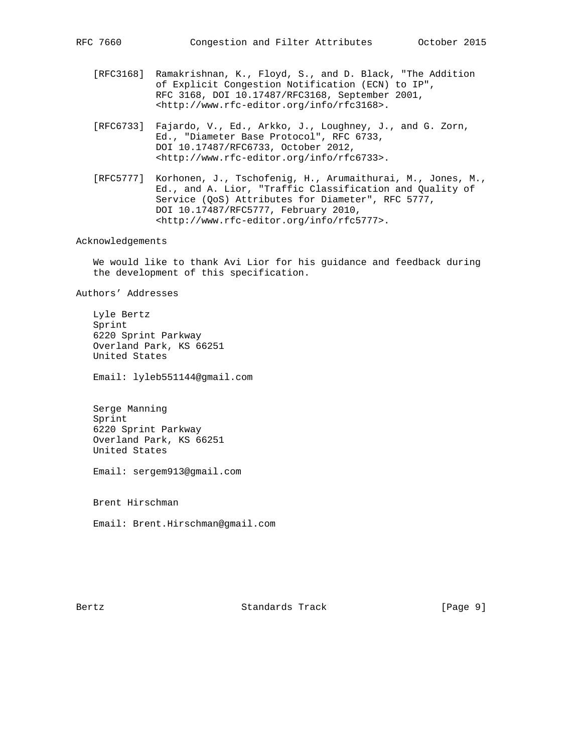[RFC3168] Ramakrishnan, K., Floyd, S., and D. Black, "The Addition of Explicit Congestion Notification (ECN) to IP", RFC 3168, DOI 10.17487/RFC3168, September 2001, <http://www.rfc-editor.org/info/rfc3168>.

[RFC6733] Fajardo, V., Ed., Arkko, J., Loughney, J., and G. Zorn, Ed., "Diameter Base Protocol", RFC 6733, DOI 10.17487/RFC6733, October 2012, <http://www.rfc-editor.org/info/rfc6733>.

[RFC5777] Korhonen, J., Tschofenig, H., Arumaithurai, M., Jones, M., Ed., and A. Lior, "Traffic Classification and Quality of Service (QoS) Attributes for Diameter", RFC 5777, DOI 10.17487/RFC5777, February 2010, <http://www.rfc-editor.org/info/rfc5777>.

## Acknowledgements

We would like to thank Avi Lior for his guidance and feedback during the development of this specification.

## Authors' Addresses

Lyle Bertz
Sprint
6220 Sprint Parkway
Overland Park, KS 66251
United States

Email: lyleb551144@gmail.com

Serge Manning
Sprint
6220 Sprint Parkway
Overland Park, KS 66251
United States

Email: sergem913@gmail.com

Brent Hirschman

Email: Brent.Hirschman@gmail.com